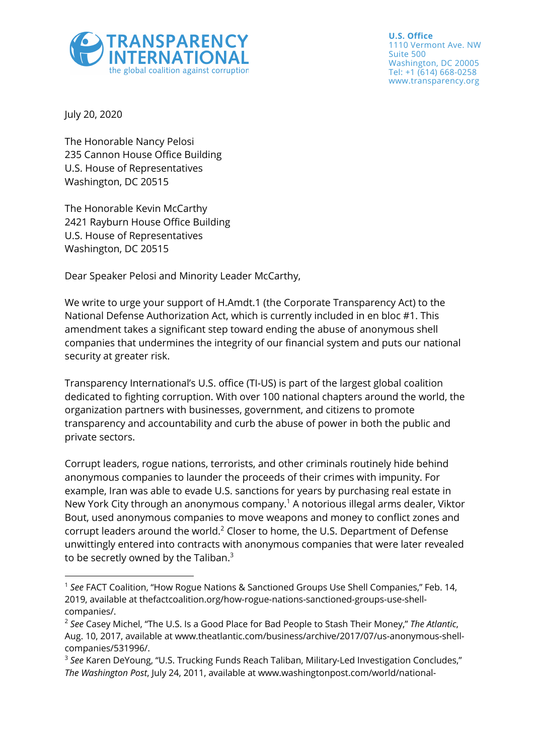**TRANSPARENCY INTERNATIONAL**
the global coalition against corruption

**U.S. Office**
1110 Vermont Ave. NW
Suite 500
Washington, DC 20005
Tel: +1 (614) 668-0258
www.transparency.org

July 20, 2020

The Honorable Nancy Pelosi
235 Cannon House Office Building
U.S. House of Representatives
Washington, DC 20515

The Honorable Kevin McCarthy
2421 Rayburn House Office Building
U.S. House of Representatives
Washington, DC 20515

Dear Speaker Pelosi and Minority Leader McCarthy,

We write to urge your support of H.Amdt.1 (the Corporate Transparency Act) to the National Defense Authorization Act, which is currently included in en bloc #1. This amendment takes a significant step toward ending the abuse of anonymous shell companies that undermines the integrity of our financial system and puts our national security at greater risk.

Transparency International's U.S. office (TI-US) is part of the largest global coalition dedicated to fighting corruption. With over 100 national chapters around the world, the organization partners with businesses, government, and citizens to promote transparency and accountability and curb the abuse of power in both the public and private sectors.

Corrupt leaders, rogue nations, terrorists, and other criminals routinely hide behind anonymous companies to launder the proceeds of their crimes with impunity. For example, Iran was able to evade U.S. sanctions for years by purchasing real estate in New York City through an anonymous company.[1] A notorious illegal arms dealer, Viktor Bout, used anonymous companies to move weapons and money to conflict zones and corrupt leaders around the world.[2] Closer to home, the U.S. Department of Defense unwittingly entered into contracts with anonymous companies that were later revealed to be secretly owned by the Taliban.[3]

---

[1] *See* FACT Coalition, "How Rogue Nations & Sanctioned Groups Use Shell Companies," Feb. 14, 2019, available at thefactcoalition.org/how-rogue-nations-sanctioned-groups-use-shell-companies/.

[2] *See* Casey Michel, "The U.S. Is a Good Place for Bad People to Stash Their Money," *The Atlantic*, Aug. 10, 2017, available at www.theatlantic.com/business/archive/2017/07/us-anonymous-shell-companies/531996/.

[3] *See* Karen DeYoung, "U.S. Trucking Funds Reach Taliban, Military-Led Investigation Concludes," *The Washington Post*, July 24, 2011, available at www.washingtonpost.com/world/national-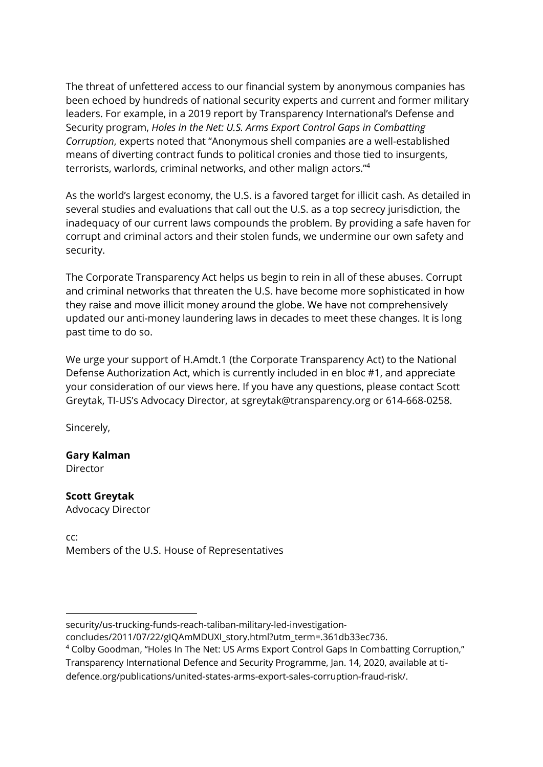The threat of unfettered access to our financial system by anonymous companies has been echoed by hundreds of national security experts and current and former military leaders. For example, in a 2019 report by Transparency International's Defense and Security program, *Holes in the Net: U.S. Arms Export Control Gaps in Combatting Corruption*, experts noted that "Anonymous shell companies are a well-established means of diverting contract funds to political cronies and those tied to insurgents, terrorists, warlords, criminal networks, and other malign actors."[4]

As the world's largest economy, the U.S. is a favored target for illicit cash. As detailed in several studies and evaluations that call out the U.S. as a top secrecy jurisdiction, the inadequacy of our current laws compounds the problem. By providing a safe haven for corrupt and criminal actors and their stolen funds, we undermine our own safety and security.

The Corporate Transparency Act helps us begin to rein in all of these abuses. Corrupt and criminal networks that threaten the U.S. have become more sophisticated in how they raise and move illicit money around the globe. We have not comprehensively updated our anti-money laundering laws in decades to meet these changes. It is long past time to do so.

We urge your support of H.Amdt.1 (the Corporate Transparency Act) to the National Defense Authorization Act, which is currently included in en bloc #1, and appreciate your consideration of our views here. If you have any questions, please contact Scott Greytak, TI-US's Advocacy Director, at sgreytak@transparency.org or 614-668-0258.

Sincerely,

**Gary Kalman**
Director

**Scott Greytak**
Advocacy Director

cc:
Members of the U.S. House of Representatives

---

security/us-trucking-funds-reach-taliban-military-led-investigation-concludes/2011/07/22/gIQAmMDUXI_story.html?utm_term=.361db33ec736.

[4] Colby Goodman, "Holes In The Net: US Arms Export Control Gaps In Combatting Corruption," Transparency International Defence and Security Programme, Jan. 14, 2020, available at ti-defence.org/publications/united-states-arms-export-sales-corruption-fraud-risk/.